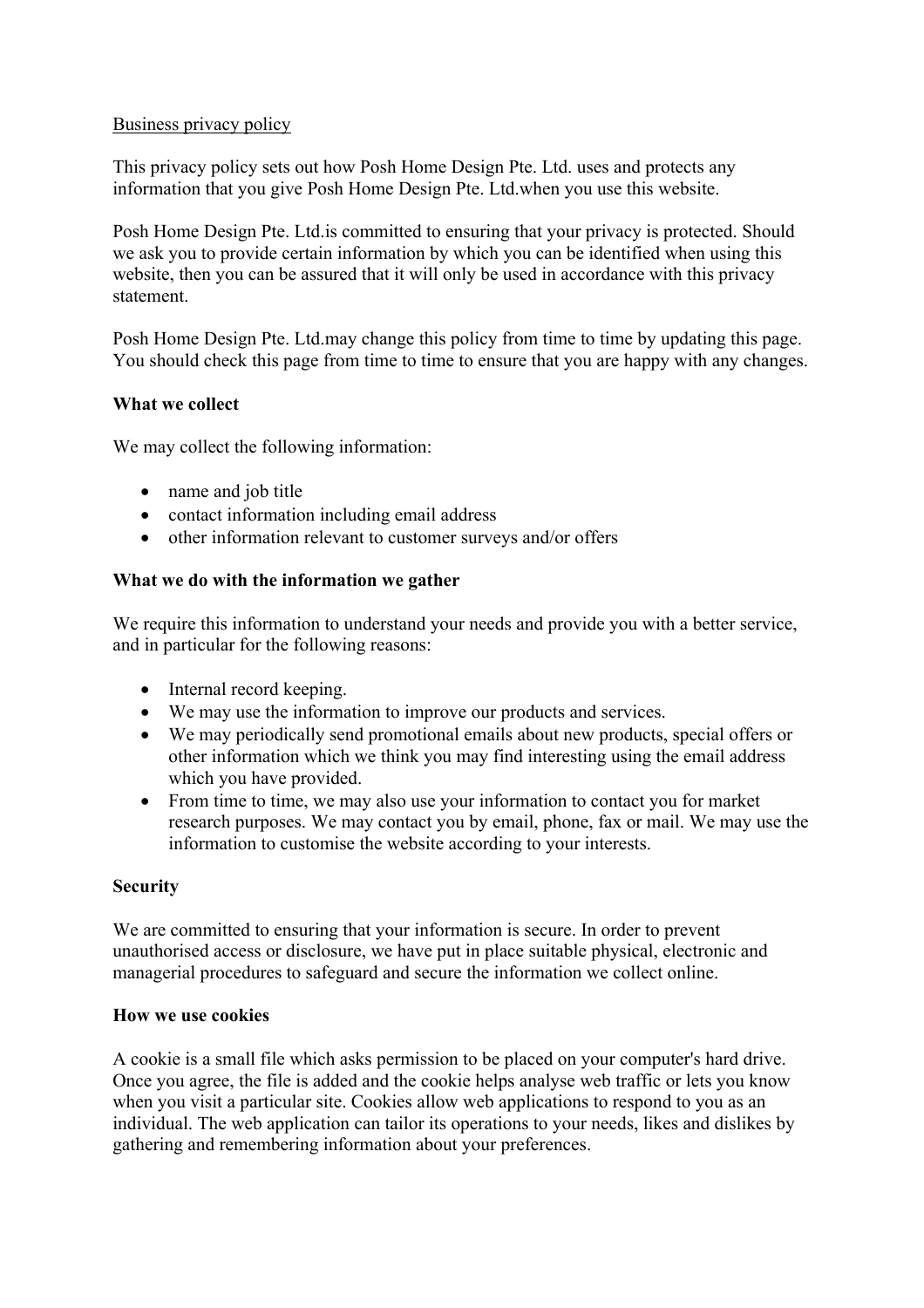Business privacy policy

This privacy policy sets out how Posh Home Design Pte. Ltd. uses and protects any information that you give Posh Home Design Pte. Ltd.when you use this website.

Posh Home Design Pte. Ltd.is committed to ensuring that your privacy is protected. Should we ask you to provide certain information by which you can be identified when using this website, then you can be assured that it will only be used in accordance with this privacy statement.

Posh Home Design Pte. Ltd.may change this policy from time to time by updating this page. You should check this page from time to time to ensure that you are happy with any changes.

**What we collect**

We may collect the following information:

- name and job title
- contact information including email address
- other information relevant to customer surveys and/or offers

**What we do with the information we gather**

We require this information to understand your needs and provide you with a better service, and in particular for the following reasons:

- Internal record keeping.
- We may use the information to improve our products and services.
- We may periodically send promotional emails about new products, special offers or other information which we think you may find interesting using the email address which you have provided.
- From time to time, we may also use your information to contact you for market research purposes. We may contact you by email, phone, fax or mail. We may use the information to customise the website according to your interests.

**Security**

We are committed to ensuring that your information is secure. In order to prevent unauthorised access or disclosure, we have put in place suitable physical, electronic and managerial procedures to safeguard and secure the information we collect online.

**How we use cookies**

A cookie is a small file which asks permission to be placed on your computer's hard drive. Once you agree, the file is added and the cookie helps analyse web traffic or lets you know when you visit a particular site. Cookies allow web applications to respond to you as an individual. The web application can tailor its operations to your needs, likes and dislikes by gathering and remembering information about your preferences.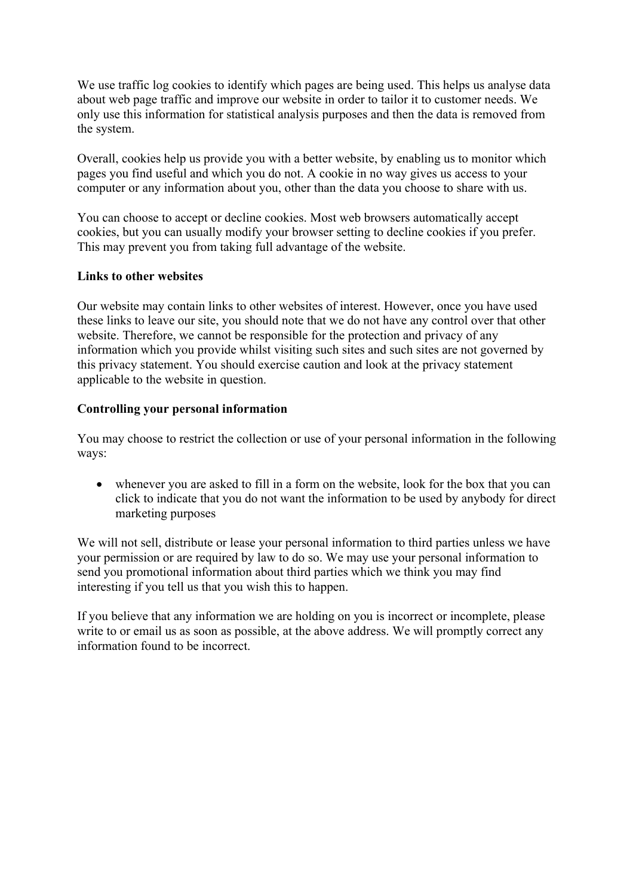We use traffic log cookies to identify which pages are being used. This helps us analyse data about web page traffic and improve our website in order to tailor it to customer needs. We only use this information for statistical analysis purposes and then the data is removed from the system.

Overall, cookies help us provide you with a better website, by enabling us to monitor which pages you find useful and which you do not. A cookie in no way gives us access to your computer or any information about you, other than the data you choose to share with us.

You can choose to accept or decline cookies. Most web browsers automatically accept cookies, but you can usually modify your browser setting to decline cookies if you prefer. This may prevent you from taking full advantage of the website.

**Links to other websites**

Our website may contain links to other websites of interest. However, once you have used these links to leave our site, you should note that we do not have any control over that other website. Therefore, we cannot be responsible for the protection and privacy of any information which you provide whilst visiting such sites and such sites are not governed by this privacy statement. You should exercise caution and look at the privacy statement applicable to the website in question.

**Controlling your personal information**

You may choose to restrict the collection or use of your personal information in the following ways:

- whenever you are asked to fill in a form on the website, look for the box that you can click to indicate that you do not want the information to be used by anybody for direct marketing purposes

We will not sell, distribute or lease your personal information to third parties unless we have your permission or are required by law to do so. We may use your personal information to send you promotional information about third parties which we think you may find interesting if you tell us that you wish this to happen.

If you believe that any information we are holding on you is incorrect or incomplete, please write to or email us as soon as possible, at the above address. We will promptly correct any information found to be incorrect.